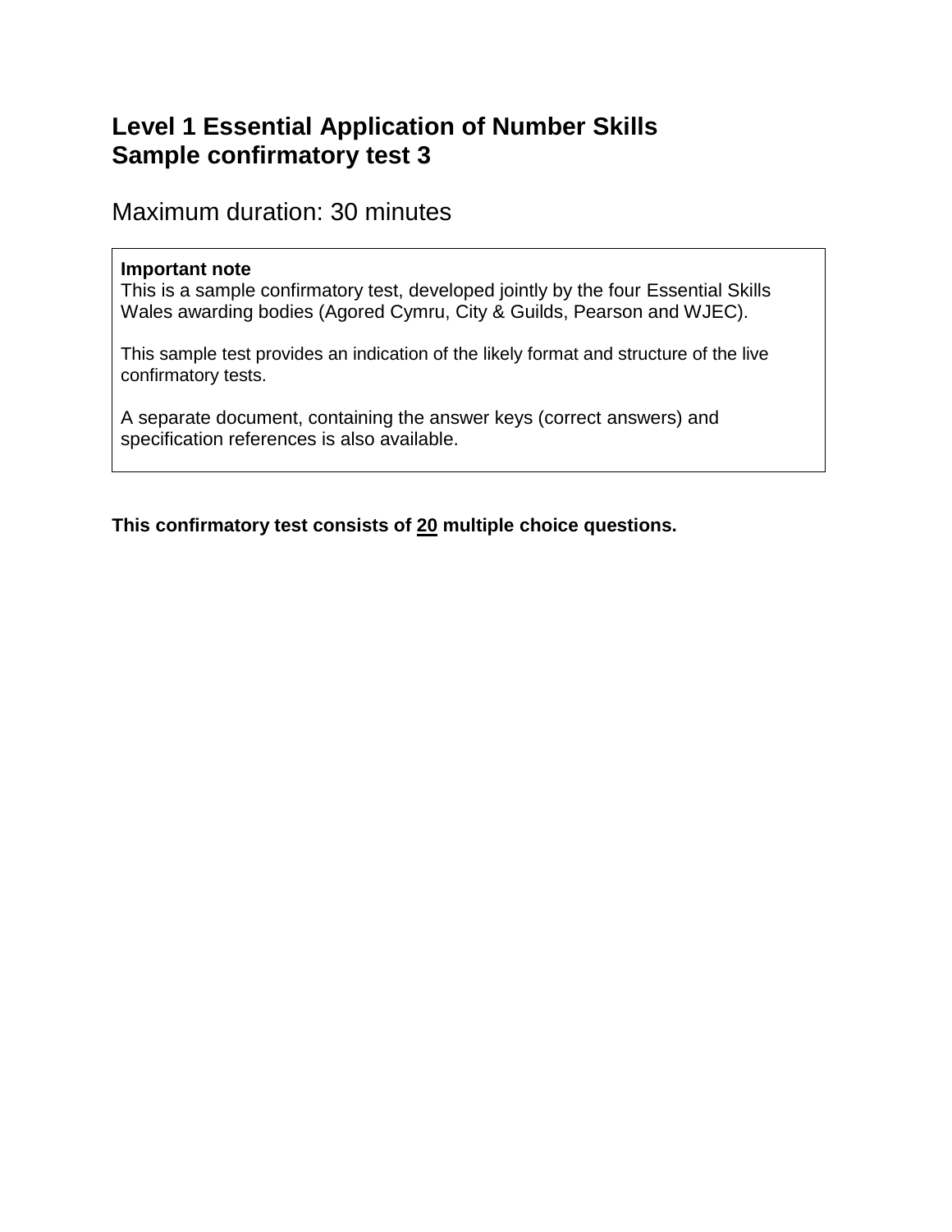# Level 1 Essential Application of Number Skills
# Sample confirmatory test 3

Maximum duration: 30 minutes

**Important note**

This is a sample confirmatory test, developed jointly by the four Essential Skills Wales awarding bodies (Agored Cymru, City & Guilds, Pearson and WJEC).

This sample test provides an indication of the likely format and structure of the live confirmatory tests.

A separate document, containing the answer keys (correct answers) and specification references is also available.

**This confirmatory test consists of <u>20</u> multiple choice questions.**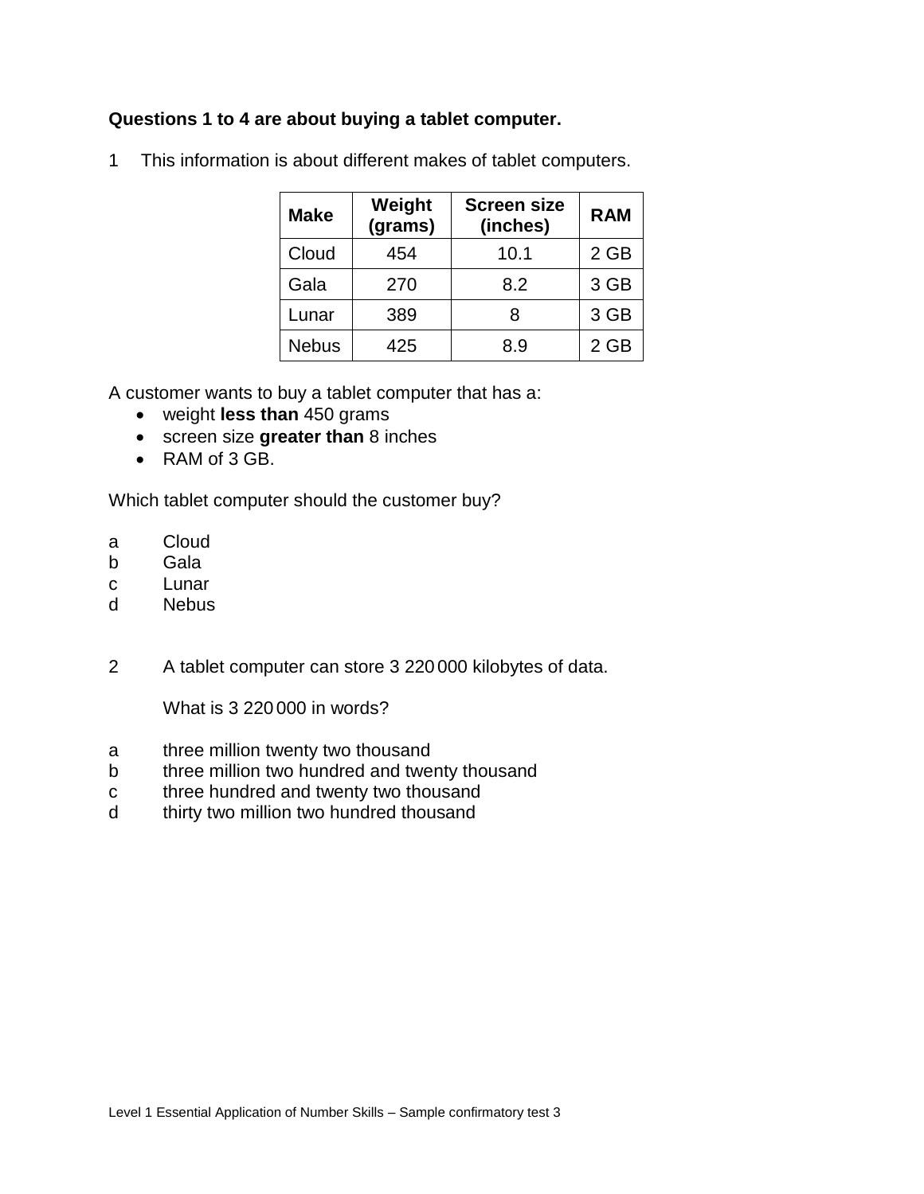**Questions 1 to 4 are about buying a tablet computer.**

1 This information is about different makes of tablet computers.

| Make | Weight (grams) | Screen size (inches) | RAM |
|---|---|---|---|
| Cloud | 454 | 10.1 | 2 GB |
| Gala | 270 | 8.2 | 3 GB |
| Lunar | 389 | 8 | 3 GB |
| Nebus | 425 | 8.9 | 2 GB |

A customer wants to buy a tablet computer that has a:

- weight **less than** 450 grams
- screen size **greater than** 8 inches
- RAM of 3 GB.

Which tablet computer should the customer buy?

a Cloud
b Gala
c Lunar
d Nebus

2 A tablet computer can store 3 220 000 kilobytes of data.

What is 3 220 000 in words?

a three million twenty two thousand
b three million two hundred and twenty thousand
c three hundred and twenty two thousand
d thirty two million two hundred thousand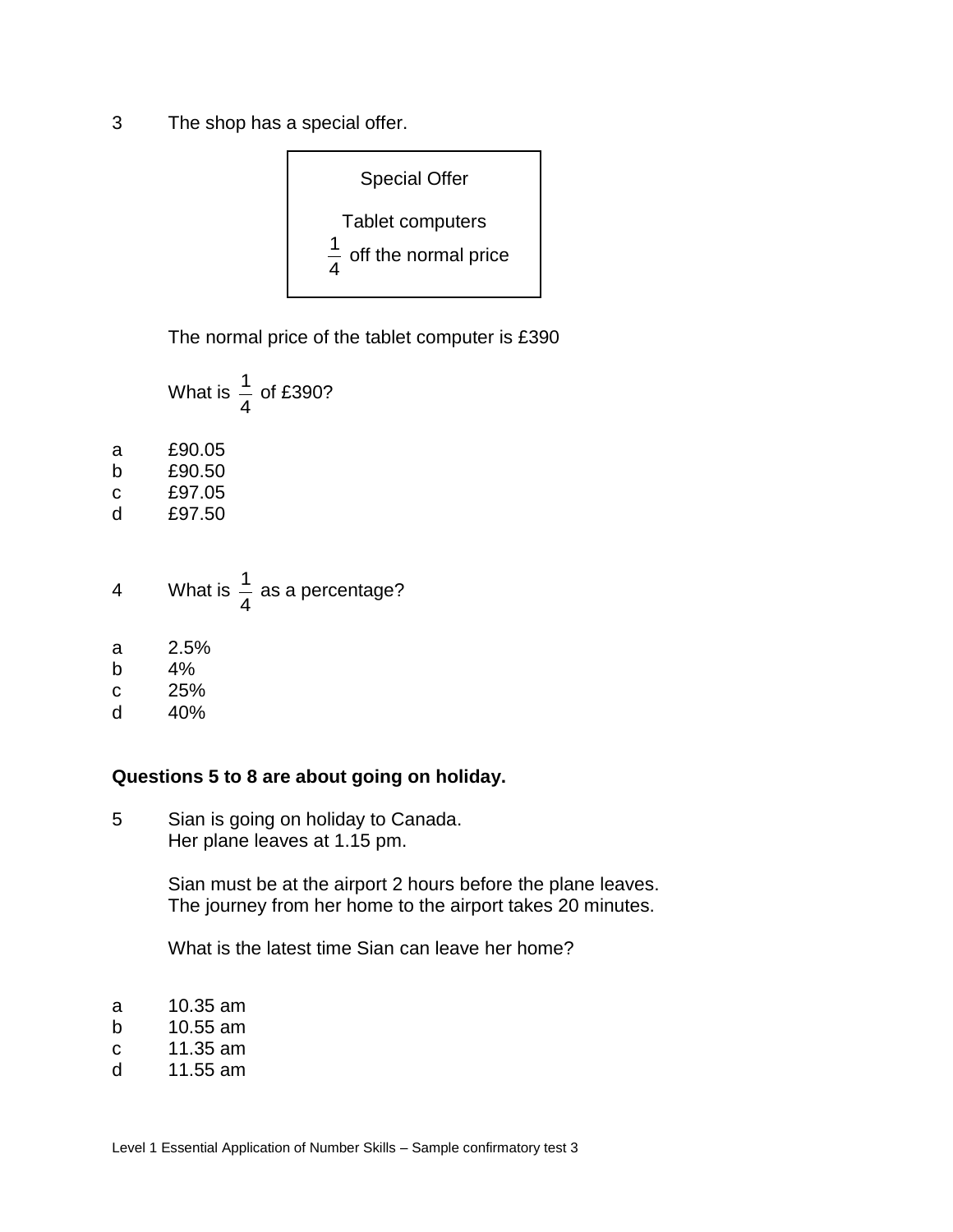3 The shop has a special offer.

| Special Offer |
| --- |
| Tablet computers |
| $\frac{1}{4}$ off the normal price |

The normal price of the tablet computer is £390

What is $\frac{1}{4}$ of £390?

a £90.05
b £90.50
c £97.05
d £97.50

4 What is $\frac{1}{4}$ as a percentage?

a 2.5%
b 4%
c 25%
d 40%

**Questions 5 to 8 are about going on holiday.**

5 Sian is going on holiday to Canada.
Her plane leaves at 1.15 pm.

Sian must be at the airport 2 hours before the plane leaves.
The journey from her home to the airport takes 20 minutes.

What is the latest time Sian can leave her home?

a 10.35 am
b 10.55 am
c 11.35 am
d 11.55 am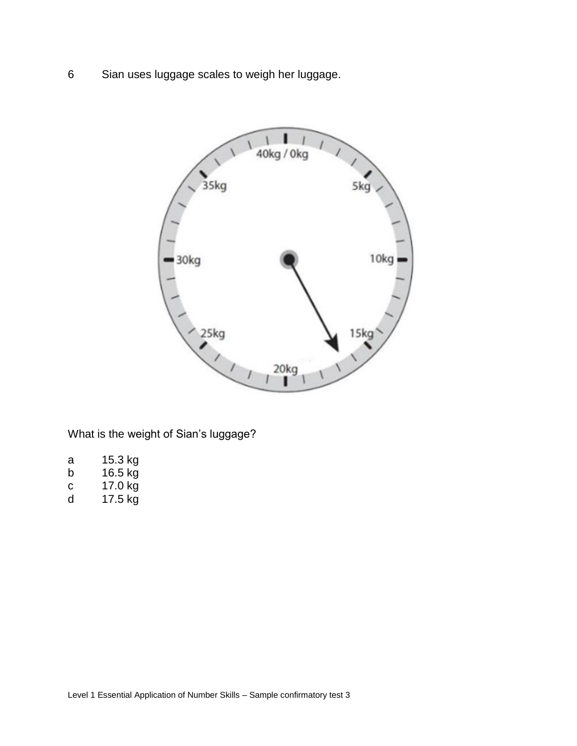6 Sian uses luggage scales to weigh her luggage.

What is the weight of Sian's luggage?

a 15.3 kg
b 16.5 kg
c 17.0 kg
d 17.5 kg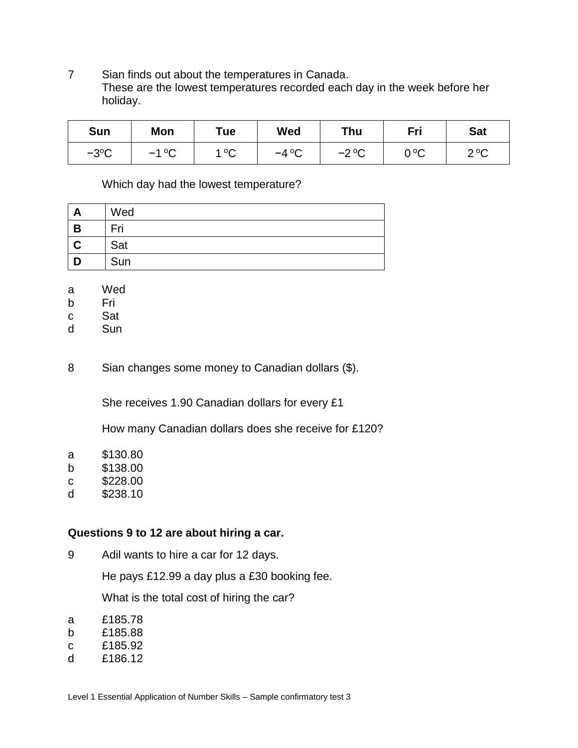7 Sian finds out about the temperatures in Canada.
These are the lowest temperatures recorded each day in the week before her holiday.

| Sun | Mon | Tue | Wed | Thu | Fri | Sat |
|---|---|---|---|---|---|---|
| −3ºC | −1 ºC | 1 ºC | −4 ºC | −2 ºC | 0 ºC | 2 ºC |

Which day had the lowest temperature?

| | |
|---|---|
| **A** | Wed |
| **B** | Fri |
| **C** | Sat |
| **D** | Sun |

a Wed
b Fri
c Sat
d Sun

8 Sian changes some money to Canadian dollars ($).

She receives 1.90 Canadian dollars for every £1

How many Canadian dollars does she receive for £120?

a $130.80
b $138.00
c $228.00
d $238.10

**Questions 9 to 12 are about hiring a car.**

9 Adil wants to hire a car for 12 days.

He pays £12.99 a day plus a £30 booking fee.

What is the total cost of hiring the car?

a £185.78
b £185.88
c £185.92
d £186.12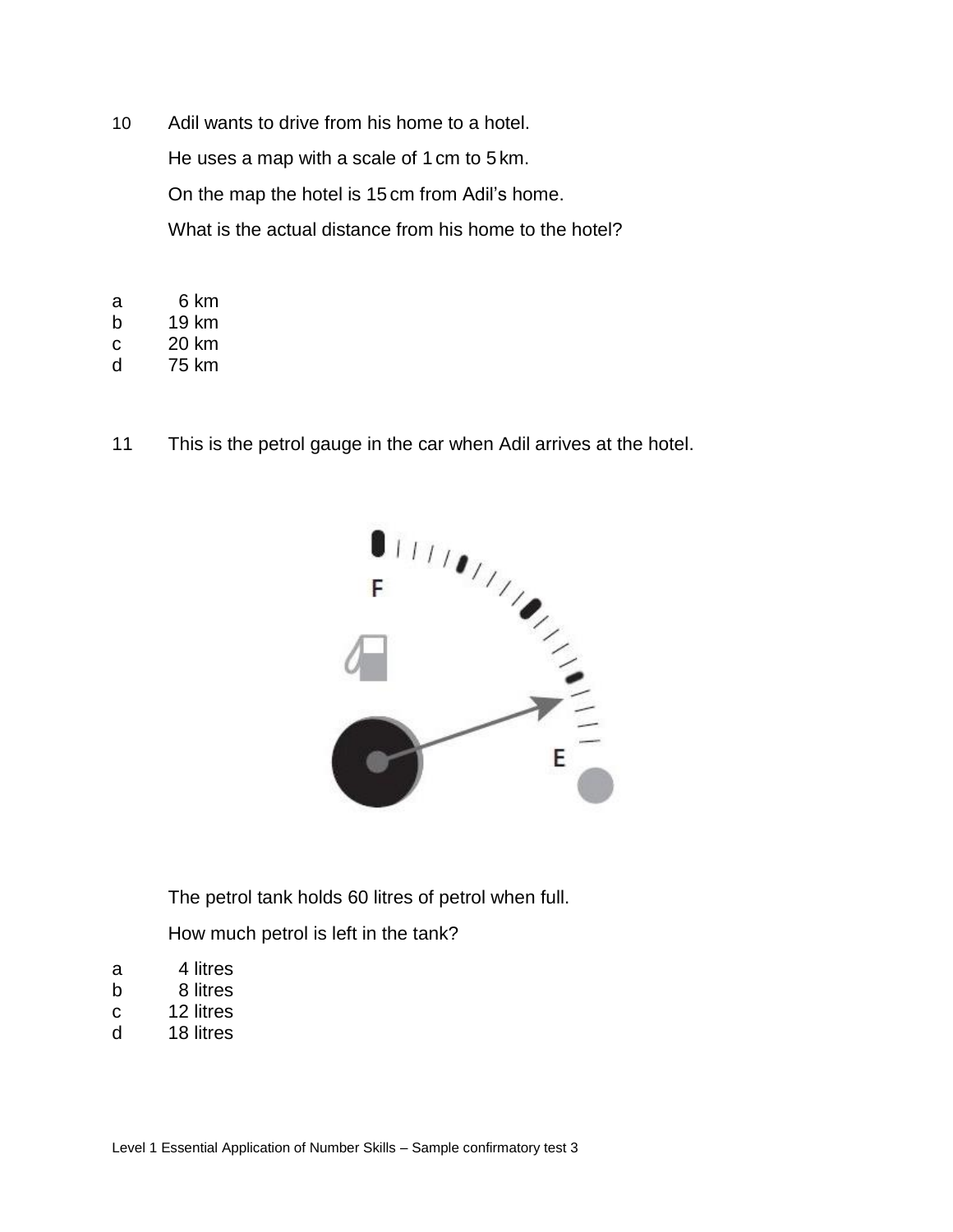10 Adil wants to drive from his home to a hotel.

He uses a map with a scale of 1 cm to 5 km.

On the map the hotel is 15 cm from Adil's home.

What is the actual distance from his home to the hotel?

a 6 km
b 19 km
c 20 km
d 75 km

11 This is the petrol gauge in the car when Adil arrives at the hotel.

The petrol tank holds 60 litres of petrol when full.

How much petrol is left in the tank?

a 4 litres
b 8 litres
c 12 litres
d 18 litres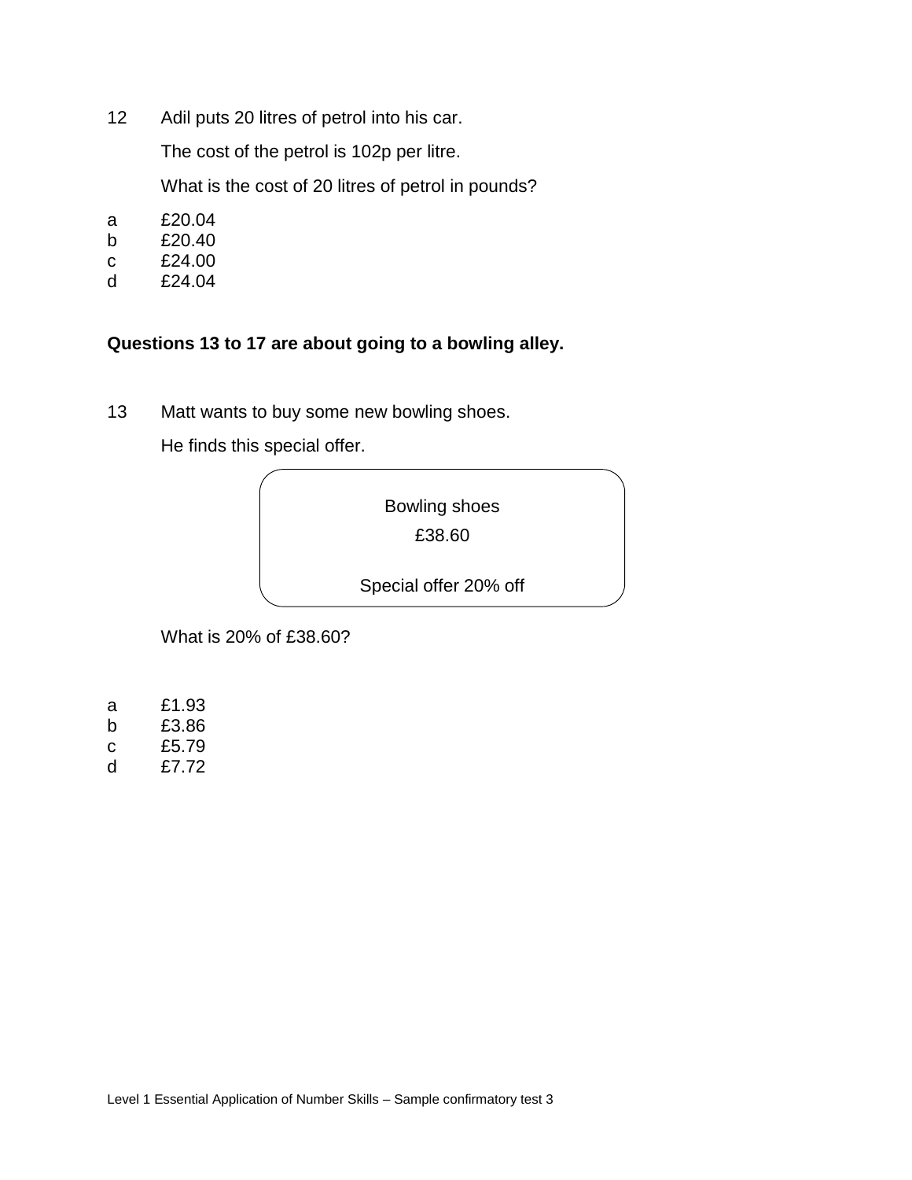12 Adil puts 20 litres of petrol into his car.

The cost of the petrol is 102p per litre.

What is the cost of 20 litres of petrol in pounds?

a £20.04
b £20.40
c £24.00
d £24.04

**Questions 13 to 17 are about going to a bowling alley.**

13 Matt wants to buy some new bowling shoes.

He finds this special offer.

> Bowling shoes
>
> £38.60
>
> Special offer 20% off

What is 20% of £38.60?

a £1.93
b £3.86
c £5.79
d £7.72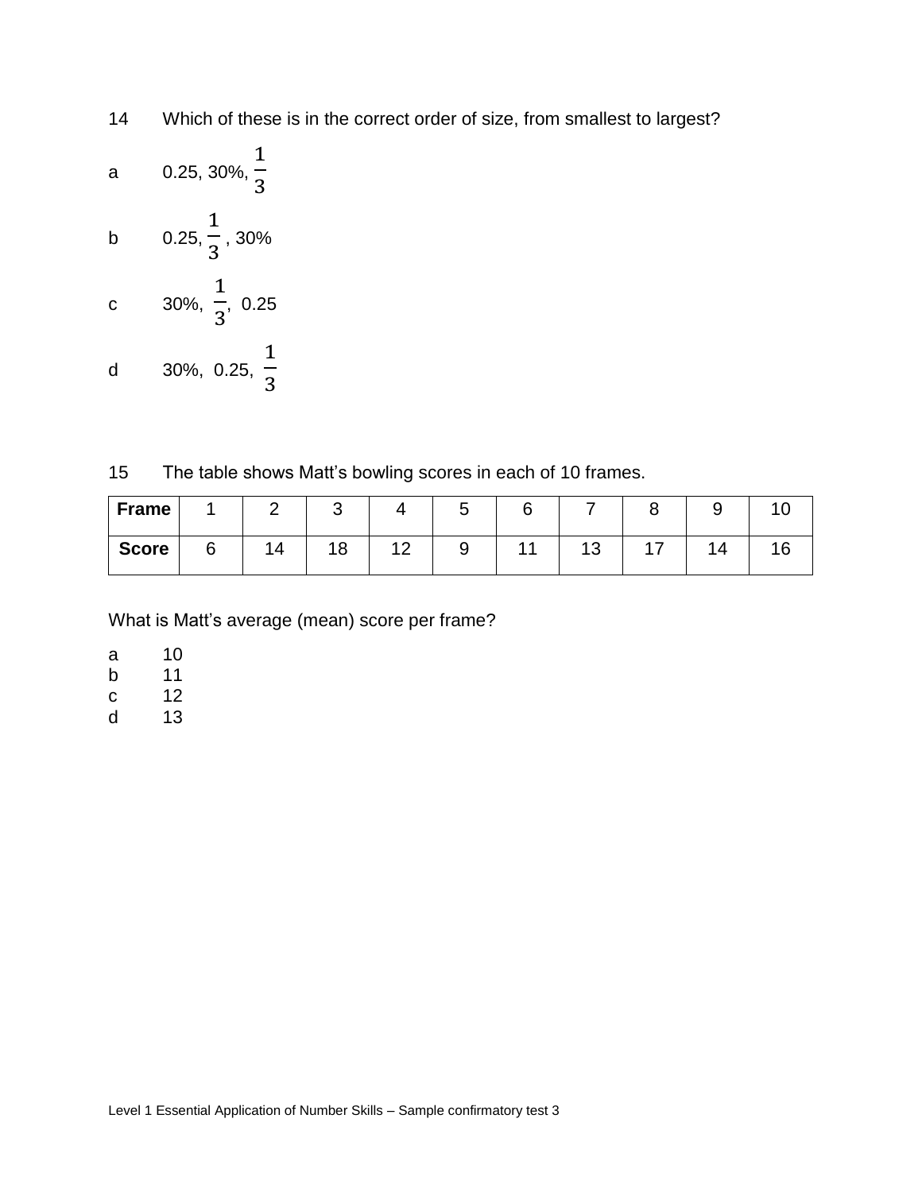14 Which of these is in the correct order of size, from smallest to largest?

a 0.25, 30%, $\frac{1}{3}$

b 0.25, $\frac{1}{3}$, 30%

c 30%, $\frac{1}{3}$, 0.25

d 30%, 0.25, $\frac{1}{3}$

15 The table shows Matt's bowling scores in each of 10 frames.

| **Frame** | 1 | 2 | 3 | 4 | 5 | 6 | 7 | 8 | 9 | 10 |
|---|---|---|---|---|---|---|---|---|---|---|
| **Score** | 6 | 14 | 18 | 12 | 9 | 11 | 13 | 17 | 14 | 16 |

What is Matt's average (mean) score per frame?

a 10
b 11
c 12
d 13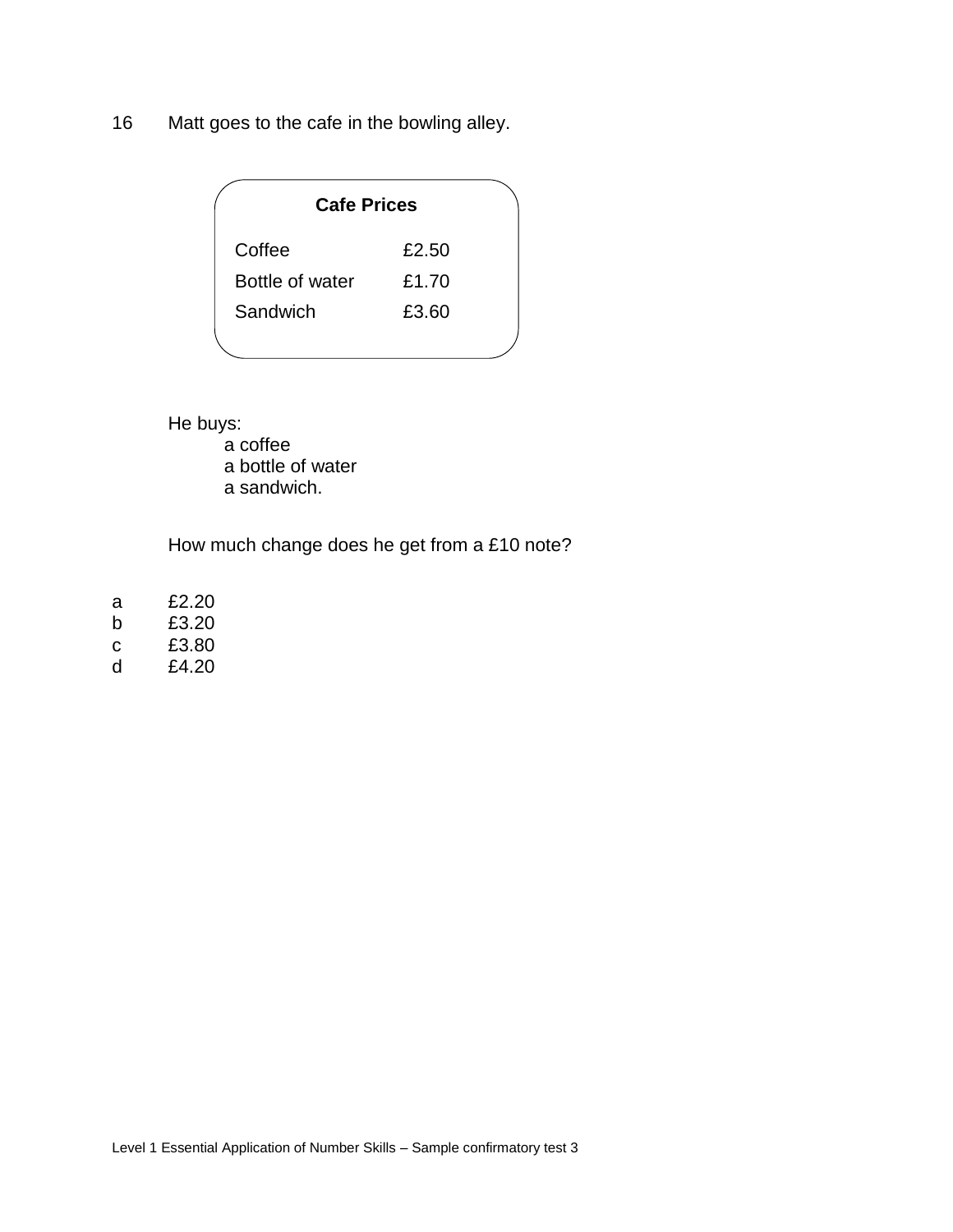16 Matt goes to the cafe in the bowling alley.

| **Cafe Prices** | |
|---|---|
| Coffee | £2.50 |
| Bottle of water | £1.70 |
| Sandwich | £3.60 |

He buys:

- a coffee
- a bottle of water
- a sandwich.

How much change does he get from a £10 note?

a £2.20
b £3.20
c £3.80
d £4.20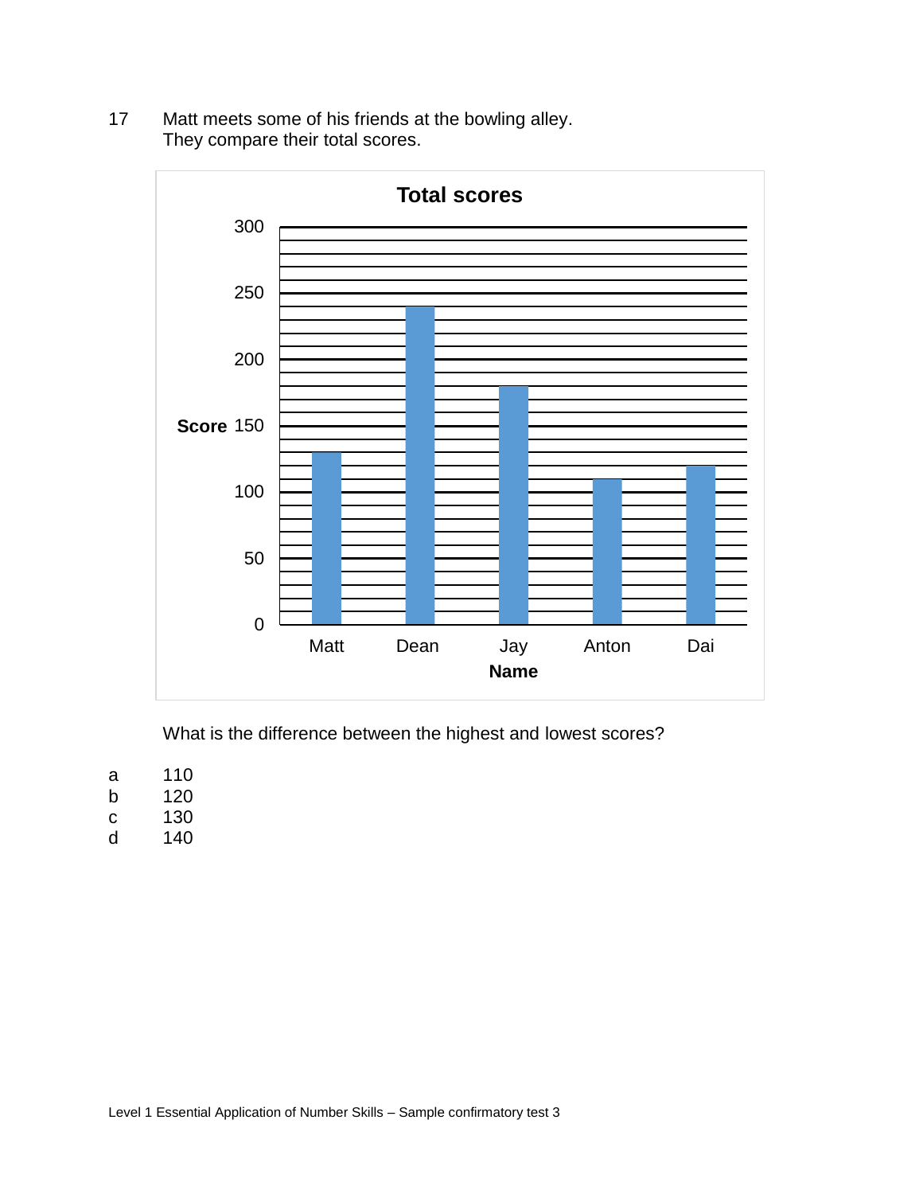17 Matt meets some of his friends at the bowling alley.
They compare their total scores.

**Total scores**

| Name | Score |
|---|---|
| Matt | 130 |
| Dean | 240 |
| Jay | 180 |
| Anton | 110 |
| Dai | 120 |

What is the difference between the highest and lowest scores?

a 110
b 120
c 130
d 140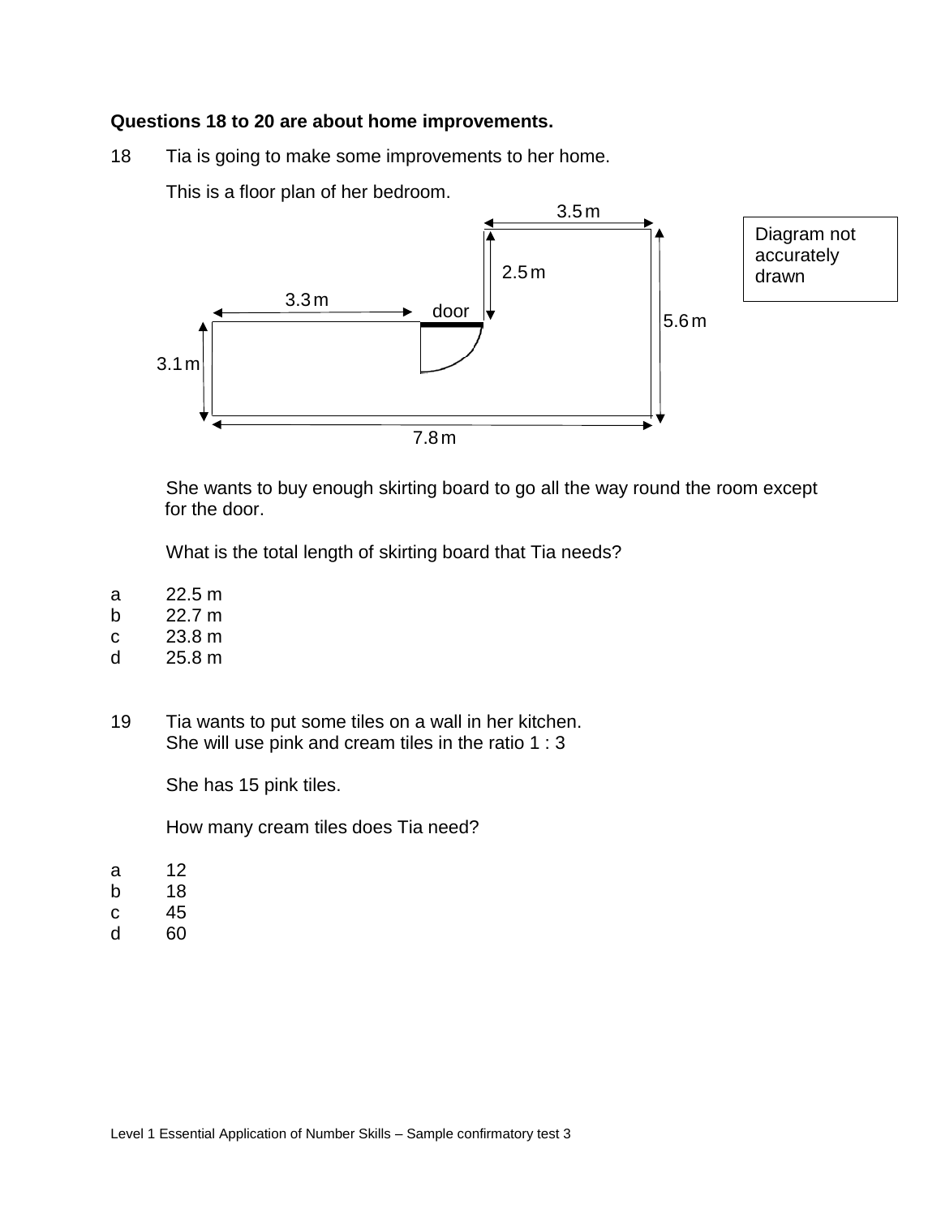**Questions 18 to 20 are about home improvements.**

18 Tia is going to make some improvements to her home.

This is a floor plan of her bedroom.

3.5 m

Diagram not accurately drawn

2.5 m

3.3 m

door

5.6 m

3.1 m

7.8 m

She wants to buy enough skirting board to go all the way round the room except for the door.

What is the total length of skirting board that Tia needs?

a 22.5 m
b 22.7 m
c 23.8 m
d 25.8 m

19 Tia wants to put some tiles on a wall in her kitchen.
She will use pink and cream tiles in the ratio 1 : 3

She has 15 pink tiles.

How many cream tiles does Tia need?

a 12
b 18
c 45
d 60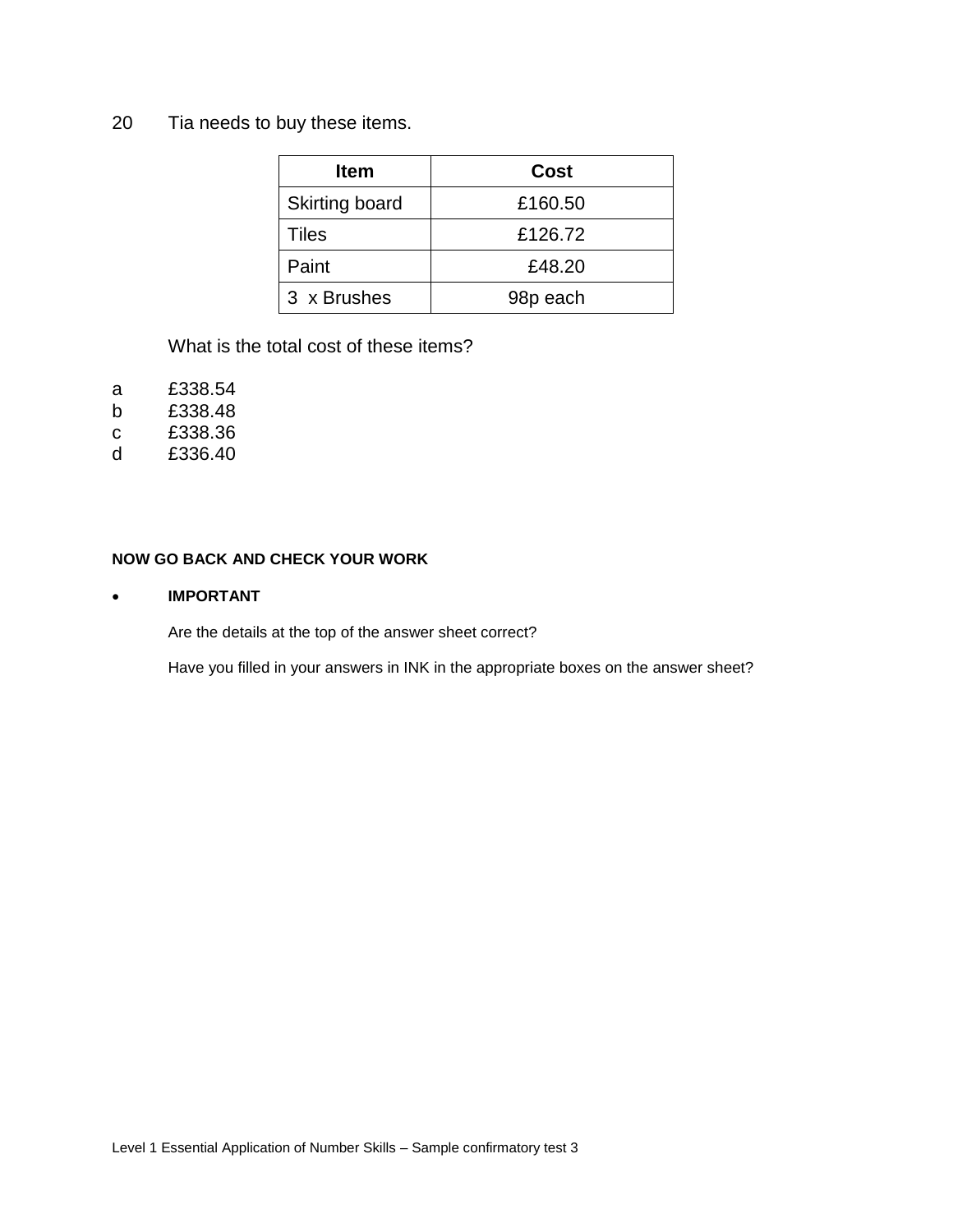20 Tia needs to buy these items.

| Item | Cost |
|---|---|
| Skirting board | £160.50 |
| Tiles | £126.72 |
| Paint | £48.20 |
| 3 x Brushes | 98p each |

What is the total cost of these items?

a £338.54
b £338.48
c £338.36
d £336.40

**NOW GO BACK AND CHECK YOUR WORK**

- **IMPORTANT**

  Are the details at the top of the answer sheet correct?

  Have you filled in your answers in INK in the appropriate boxes on the answer sheet?